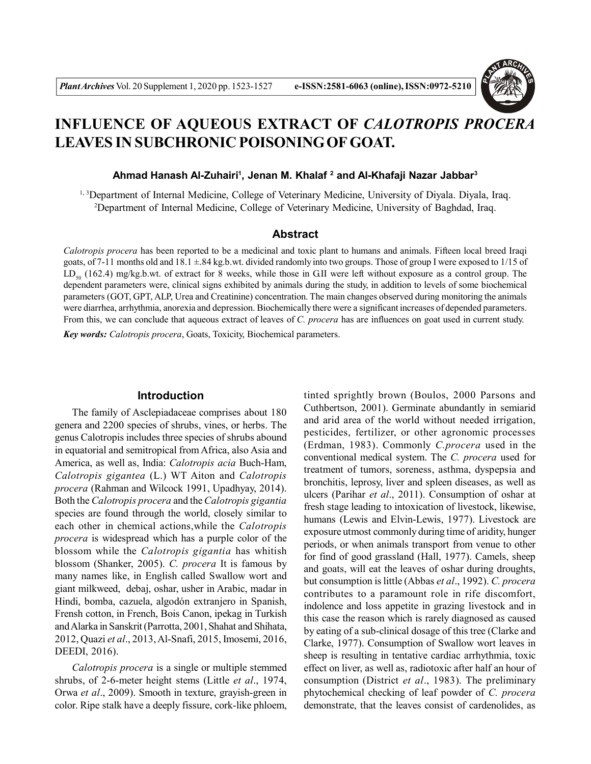# INFLUENCE OF AQUEOUS EXTRACT OF *CALOTROPIS PROCERA* LEAVES IN SUBCHRONIC POISONING OF GOAT.

**Ahmad Hanash Al-Zuhairi[1], Jenan M. Khalaf [2] and Al-Khafaji Nazar Jabbar[3]**

[1, 3]Department of Internal Medicine, College of Veterinary Medicine, University of Diyala. Diyala, Iraq.
[2]Department of Internal Medicine, College of Veterinary Medicine, University of Baghdad, Iraq.

## Abstract

*Calotropis procera* has been reported to be a medicinal and toxic plant to humans and animals. Fifteen local breed Iraqi goats, of 7-11 months old and 18.1 ±.84 kg.b.wt. divided randomly into two groups. Those of group I were exposed to 1/15 of $LD_{50}$ (162.4) mg/kg.b.wt. of extract for 8 weeks, while those in G.II were left without exposure as a control group. The dependent parameters were, clinical signs exhibited by animals during the study, in addition to levels of some biochemical parameters (GOT, GPT, ALP, Urea and Creatinine) concentration. The main changes observed during monitoring the animals were diarrhea, arrhythmia, anorexia and depression. Biochemically there were a significant increases of depended parameters. From this, we can conclude that aqueous extract of leaves of *C. procera* has are influences on goat used in current study.

***Key words:*** *Calotropis procera*, Goats, Toxicity, Biochemical parameters.

## Introduction

The family of Asclepiadaceae comprises about 180 genera and 2200 species of shrubs, vines, or herbs. The genus Calotropis includes three species of shrubs abound in equatorial and semitropical from Africa, also Asia and America, as well as, India: *Calotropis acia* Buch-Ham, *Calotropis gigantea* (L.) WT Aiton and *Calotropis procera* (Rahman and Wilcock 1991, Upadhyay, 2014). Both the *Calotropis procera* and the *Calotropis gigantia* species are found through the world, closely similar to each other in chemical actions,while the *Calotropis procera* is widespread which has a purple color of the blossom while the *Calotropis gigantia* has whitish blossom (Shanker, 2005). *C. procera* It is famous by many names like, in English called Swallow wort and giant milkweed, debaj, oshar, usher in Arabic, madar in Hindi, bomba, cazuela, algodón extranjero in Spanish, Frensh cotton, in French, Bois Canon, ipekag in Turkish and Alarka in Sanskrit (Parrotta, 2001, Shahat and Shihata, 2012, Quazi *et al*., 2013, Al-Snafi, 2015, Imosemi, 2016, DEEDI, 2016).

*Calotropis procera* is a single or multiple stemmed shrubs, of 2-6-meter height stems (Little *et al*., 1974, Orwa *et al*., 2009). Smooth in texture, grayish-green in color. Ripe stalk have a deeply fissure, cork-like phloem, tinted sprightly brown (Boulos, 2000 Parsons and Cuthbertson, 2001). Germinate abundantly in semiarid and arid area of the world without needed irrigation, pesticides, fertilizer, or other agronomic processes (Erdman, 1983). Commonly *C.procera* used in the conventional medical system. The *C. procera* used for treatment of tumors, soreness, asthma, dyspepsia and bronchitis, leprosy, liver and spleen diseases, as well as ulcers (Parihar *et al*., 2011). Consumption of oshar at fresh stage leading to intoxication of livestock, likewise, humans (Lewis and Elvin-Lewis, 1977). Livestock are exposure utmost commonly during time of aridity, hunger periods, or when animals transport from venue to other for find of good grassland (Hall, 1977). Camels, sheep and goats, will eat the leaves of oshar during droughts, but consumption is little (Abbas *et al*., 1992). *C. procera* contributes to a paramount role in rife discomfort, indolence and loss appetite in grazing livestock and in this case the reason which is rarely diagnosed as caused by eating of a sub-clinical dosage of this tree (Clarke and Clarke, 1977). Consumption of Swallow wort leaves in sheep is resulting in tentative cardiac arrhythmia, toxic effect on liver, as well as, radiotoxic after half an hour of consumption (District *et al*., 1983). The preliminary phytochemical checking of leaf powder of *C. procera* demonstrate, that the leaves consist of cardenolides, as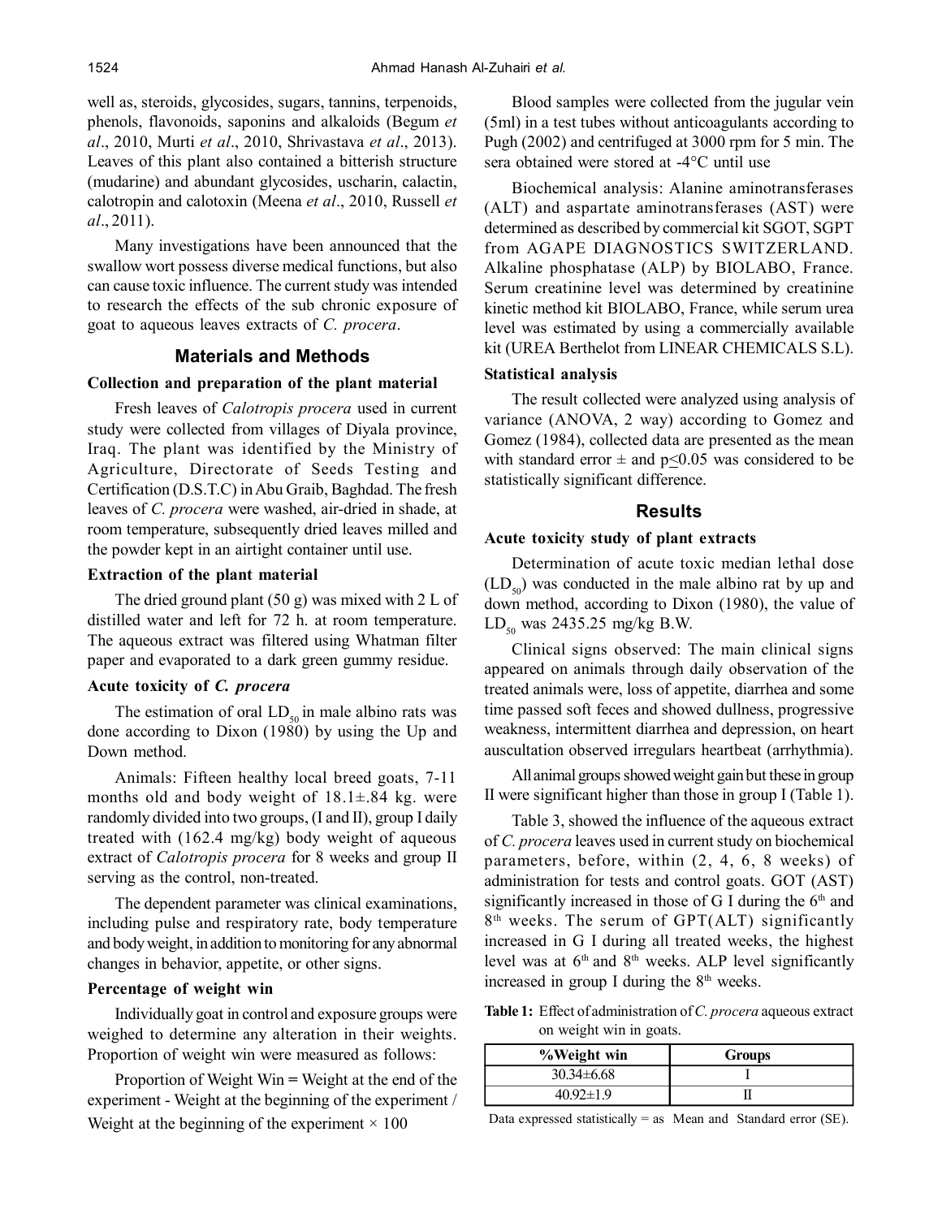well as, steroids, glycosides, sugars, tannins, terpenoids, phenols, flavonoids, saponins and alkaloids (Begum *et al*., 2010, Murti *et al*., 2010, Shrivastava *et al*., 2013). Leaves of this plant also contained a bitterish structure (mudarine) and abundant glycosides, uscharin, calactin, calotropin and calotoxin (Meena *et al*., 2010, Russell *et al*., 2011).

Many investigations have been announced that the swallow wort possess diverse medical functions, but also can cause toxic influence. The current study was intended to research the effects of the sub chronic exposure of goat to aqueous leaves extracts of *C. procera*.

## Materials and Methods

### Collection and preparation of the plant material

Fresh leaves of *Calotropis procera* used in current study were collected from villages of Diyala province, Iraq. The plant was identified by the Ministry of Agriculture, Directorate of Seeds Testing and Certification (D.S.T.C) in Abu Graib, Baghdad. The fresh leaves of *C. procera* were washed, air-dried in shade, at room temperature, subsequently dried leaves milled and the powder kept in an airtight container until use.

### Extraction of the plant material

The dried ground plant (50 g) was mixed with 2 L of distilled water and left for 72 h. at room temperature. The aqueous extract was filtered using Whatman filter paper and evaporated to a dark green gummy residue.

### Acute toxicity of *C. procera*

The estimation of oral $LD_{50}$ in male albino rats was done according to Dixon (1980) by using the Up and Down method.

Animals: Fifteen healthy local breed goats, 7-11 months old and body weight of 18.1±.84 kg. were randomly divided into two groups, (I and II), group I daily treated with (162.4 mg/kg) body weight of aqueous extract of *Calotropis procera* for 8 weeks and group II serving as the control, non-treated.

The dependent parameter was clinical examinations, including pulse and respiratory rate, body temperature and body weight, in addition to monitoring for any abnormal changes in behavior, appetite, or other signs.

### Percentage of weight win

Individually goat in control and exposure groups were weighed to determine any alteration in their weights. Proportion of weight win were measured as follows:

Proportion of Weight Win = Weight at the end of the experiment - Weight at the beginning of the experiment / Weight at the beginning of the experiment × 100

Blood samples were collected from the jugular vein (5ml) in a test tubes without anticoagulants according to Pugh (2002) and centrifuged at 3000 rpm for 5 min. The sera obtained were stored at -4°C until use

Biochemical analysis: Alanine aminotransferases (ALT) and aspartate aminotransferases (AST) were determined as described by commercial kit SGOT, SGPT from AGAPE DIAGNOSTICS SWITZERLAND. Alkaline phosphatase (ALP) by BIOLABO, France. Serum creatinine level was determined by creatinine kinetic method kit BIOLABO, France, while serum urea level was estimated by using a commercially available kit (UREA Berthelot from LINEAR CHEMICALS S.L).

### Statistical analysis

The result collected were analyzed using analysis of variance (ANOVA, 2 way) according to Gomez and Gomez (1984), collected data are presented as the mean with standard error ± and $p \leq 0.05$ was considered to be statistically significant difference.

## Results

### Acute toxicity study of plant extracts

Determination of acute toxic median lethal dose ($LD_{50}$) was conducted in the male albino rat by up and down method, according to Dixon (1980), the value of $LD_{50}$ was 2435.25 mg/kg B.W.

Clinical signs observed: The main clinical signs appeared on animals through daily observation of the treated animals were, loss of appetite, diarrhea and some time passed soft feces and showed dullness, progressive weakness, intermittent diarrhea and depression, on heart auscultation observed irregulars heartbeat (arrhythmia).

All animal groups showed weight gain but these in group II were significant higher than those in group I (Table 1).

Table 3, showed the influence of the aqueous extract of *C. procera* leaves used in current study on biochemical parameters, before, within (2, 4, 6, 8 weeks) of administration for tests and control goats. GOT (AST) significantly increased in those of G I during the 6th and 8th weeks. The serum of GPT(ALT) significantly increased in G I during all treated weeks, the highest level was at 6th and 8th weeks. ALP level significantly increased in group I during the 8th weeks.

**Table 1:** Effect of administration of *C. procera* aqueous extract on weight win in goats.

| %Weight win | Groups |
|---|---|
| 30.34±6.68 | I |
| 40.92±1.9 | II |

Data expressed statistically = as Mean and Standard error (SE).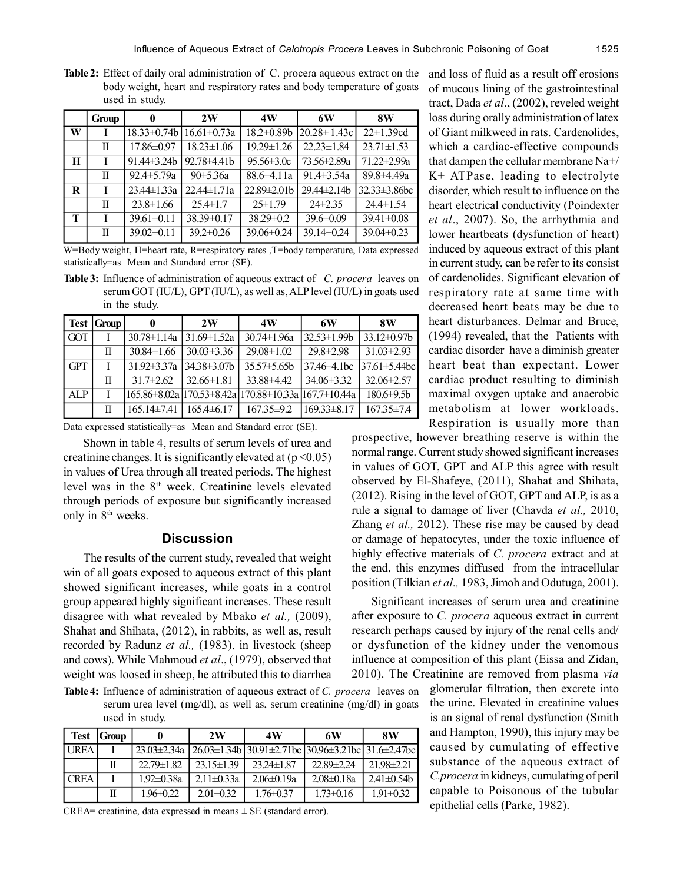**Table 2:** Effect of daily oral administration of C. procera aqueous extract on the body weight, heart and respiratory rates and body temperature of goats used in study.

| | Group | 0 | 2W | 4W | 6W | 8W |
|---|---|---|---|---|---|---|
| W | I | 18.33±0.74b | 16.61±0.73a | 18.2±0.89b | 20.28± 1.43c | 22±1.39cd |
| | II | 17.86±0.97 | 18.23±1.06 | 19.29±1.26 | 22.23±1.84 | 23.71±1.53 |
| H | I | 91.44±3.24b | 92.78±4.41b | 95.56±3.0c | 73.56±2.89a | 71.22±2.99a |
| | II | 92.4±5.79a | 90±5.36a | 88.6±4.11a | 91.4±3.54a | 89.8±4.49a |
| R | I | 23.44±1.33a | 22.44±1.71a | 22.89±2.01b | 29.44±2.14b | 32.33±3.86bc |
| | II | 23.8±1.66 | 25.4±1.7 | 25±1.79 | 24±2.35 | 24.4±1.54 |
| T | I | 39.61±0.11 | 38.39±0.17 | 38.29±0.2 | 39.6±0.09 | 39.41±0.08 |
| | II | 39.02±0.11 | 39.2±0.26 | 39.06±0.24 | 39.14±0.24 | 39.04±0.23 |

W=Body weight, H=heart rate, R=respiratory rates ,T=body temperature, Data expressed statistically=as Mean and Standard error (SE).

**Table 3:** Influence of administration of aqueous extract of *C. procera* leaves on serum GOT (IU/L), GPT (IU/L), as well as, ALP level (IU/L) in goats used in the study.

| Test | Group | 0 | 2W | 4W | 6W | 8W |
|---|---|---|---|---|---|---|
| GOT | I | 30.78±1.14a | 31.69±1.52a | 30.74±1.96a | 32.53±1.99b | 33.12±0.97b |
| | II | 30.84±1.66 | 30.03±3.36 | 29.08±1.02 | 29.8±2.98 | 31.03±2.93 |
| GPT | I | 31.92±3.37a | 34.38±3.07b | 35.57±5.65b | 37.46±4.1bc | 37.61±5.44bc |
| | II | 31.7±2.62 | 32.66±1.81 | 33.88±4.42 | 34.06±3.32 | 32.06±2.57 |
| ALP | I | 165.86±8.02a | 170.53±8.42a | 170.88±10.33a | 167.7±10.44a | 180.6±9.5b |
| | II | 165.14±7.41 | 165.4±6.17 | 167.35±9.2 | 169.33±8.17 | 167.35±7.4 |

Data expressed statistically=as Mean and Standard error (SE).

Shown in table 4, results of serum levels of urea and creatinine changes. It is significantly elevated at ($p < 0.05$) in values of Urea through all treated periods. The highest level was in the 8th week. Creatinine levels elevated through periods of exposure but significantly increased only in 8th weeks.

## Discussion

The results of the current study, revealed that weight win of all goats exposed to aqueous extract of this plant showed significant increases, while goats in a control group appeared highly significant increases. These result disagree with what revealed by Mbako *et al.,* (2009), Shahat and Shihata, (2012), in rabbits, as well as, result recorded by Radunz *et al.,* (1983), in livestock (sheep and cows). While Mahmoud *et al*., (1979), observed that weight was loosed in sheep, he attributed this to diarrhea and loss of fluid as a result off erosions of mucous lining of the gastrointestinal tract, Dada *et al*., (2002), reveled weight loss during orally administration of latex of Giant milkweed in rats. Cardenolides, which a cardiac-effective compounds that dampen the cellular membrane $Na^+/K^+$ ATPase, leading to electrolyte disorder, which result to influence on the heart electrical conductivity (Poindexter *et al*., 2007). So, the arrhythmia and lower heartbeats (dysfunction of heart) induced by aqueous extract of this plant in current study, can be refer to its consist of cardenolides. Significant elevation of respiratory rate at same time with decreased heart beats may be due to heart disturbances. Delmar and Bruce, (1994) revealed, that the Patients with cardiac disorder have a diminish greater heart beat than expectant. Lower cardiac product resulting to diminish maximal oxygen uptake and anaerobic metabolism at lower workloads. Respiration is usually more than prospective, however breathing reserve is within the normal range. Current study showed significant increases in values of GOT, GPT and ALP this agree with result observed by El-Shafeye, (2011), Shahat and Shihata, (2012). Rising in the level of GOT, GPT and ALP, is as a rule a signal to damage of liver (Chavda *et al.,* 2010, Zhang *et al.,* 2012). These rise may be caused by dead or damage of hepatocytes, under the toxic influence of highly effective materials of *C. procera* extract and at the end, this enzymes diffused from the intracellular position (Tilkian *et al.,* 1983, Jimoh and Odutuga, 2001).

Significant increases of serum urea and creatinine after exposure to *C. procera* aqueous extract in current research perhaps caused by injury of the renal cells and/ or dysfunction of the kidney under the venomous influence at composition of this plant (Eissa and Zidan, 2010). The Creatinine are removed from plasma *via* glomerular filtration, then excrete into the urine. Elevated in creatinine values is an signal of renal dysfunction (Smith and Hampton, 1990), this injury may be caused by cumulating of effective substance of the aqueous extract of *C.procera* in kidneys, cumulating of peril capable to Poisonous of the tubular epithelial cells (Parke, 1982).

**Table 4:** Influence of administration of aqueous extract of *C. procera* leaves on serum urea level (mg/dl), as well as, serum creatinine (mg/dl) in goats used in study.

| Test | Group | 0 | 2W | 4W | 6W | 8W |
|---|---|---|---|---|---|---|
| UREA | I | 23.03±2.34a | 26.03±1.34b | 30.91±2.71bc | 30.96±3.21bc | 31.6±2.47bc |
| | II | 22.79±1.82 | 23.15±1.39 | 23.24±1.87 | 22.89±2.24 | 21.98±2.21 |
| CREA | I | 1.92±0.38a | 2.11±0.33a | 2.06±0.19a | 2.08±0.18a | 2.41±0.54b |
| | II | 1.96±0.22 | 2.01±0.32 | 1.76±0.37 | 1.73±0.16 | 1.91±0.32 |

CREA= creatinine, data expressed in means ± SE (standard error).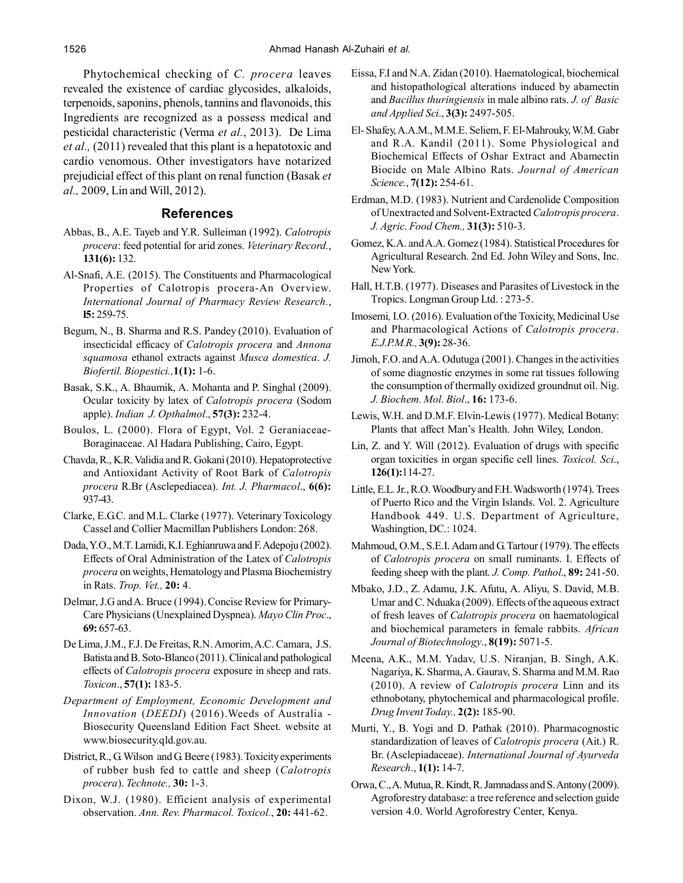Phytochemical checking of *C. procera* leaves revealed the existence of cardiac glycosides, alkaloids, terpenoids, saponins, phenols, tannins and flavonoids, this Ingredients are recognized as a possess medical and pesticidal characteristic (Verma *et al.*, 2013). De Lima *et al.,* (2011) revealed that this plant is a hepatotoxic and cardio venomous. Other investigators have notarized prejudicial effect of this plant on renal function (Basak *et al.,* 2009, Lin and Will, 2012).

## References

Abbas, B., A.E. Tayeb and Y.R. Sulleiman (1992). *Calotropis procera*: feed potential for arid zones. *Veterinary Record.*, **131(6):** 132.

Al-Snafi, A.E. (2015). The Constituents and Pharmacological Properties of Calotropis procera-An Overview. *International Journal of Pharmacy Review Research.*, **l5:** 259-75.

Begum, N., B. Sharma and R.S. Pandey (2010). Evaluation of insecticidal efficacy of *Calotropis procera* and *Annona squamosa* ethanol extracts against *Musca domestica*. *J. Biofertil. Biopestici.,* **1(1):** 1-6.

Basak, S.K., A. Bhaumik, A. Mohanta and P. Singhal (2009). Ocular toxicity by latex of *Calotropis procera* (Sodom apple). *Indian J. Opthalmol*., **57(3):** 232-4.

Boulos, L. (2000). Flora of Egypt, Vol. 2 Geraniaceae-Boraginaceae. Al Hadara Publishing, Cairo, Egypt.

Chavda, R., K.R. Validia and R. Gokani (2010). Hepatoprotective and Antioxidant Activity of Root Bark of *Calotropis procera* R.Br (Asclepediacea). *Int. J. Pharmacol*., **6(6):** 937-43.

Clarke, E.G.C. and M.L. Clarke (1977). Veterinary Toxicology Cassel and Collier Macmillan Publishers London: 268.

Dada, Y.O., M.T. Lamidi, K.I. Eghianruwa and F. Adepoju (2002). Effects of Oral Administration of the Latex of *Calotropis procera* on weights, Hematology and Plasma Biochemistry in Rats. *Trop. Vet.,* **20:** 4.

Delmar, J.G and A. Bruce (1994). Concise Review for Primary-Care Physicians (Unexplained Dyspnea). *Mayo Clin Proc*., **69:** 657-63.

De Lima, J.M., F.J. De Freitas, R.N. Amorim, A.C. Camara, J.S. Batista and B. Soto-Blanco (2011). Clinical and pathological effects of *Calotropis procera* exposure in sheep and rats. *Toxicon*., **57(1):** 183-5.

*Department of Employment, Economic Development and Innovation* (*DEEDI*) (2016).Weeds of Australia - Biosecurity Queensland Edition Fact Sheet. website at www.biosecurity.qld.gov.au.

District, R., G. Wilson and G. Beere (1983). Toxicity experiments of rubber bush fed to cattle and sheep (*Calotropis procera*). *Technote.,* **30:** 1-3.

Dixon, W.J. (1980). Efficient analysis of experimental observation. *Ann. Rev. Pharmacol. Toxicol.*, **20:** 441-62.

Eissa, F.I and N.A. Zidan (2010). Haematological, biochemical and histopathological alterations induced by abamectin and *Bacillus thuringiensis* in male albino rats. *J. of Basic and Applied Sci*., **3(3):** 2497-505.

El- Shafey, A.A.M., M.M.E. Seliem, F. El-Mahrouky, W.M. Gabr and R.A. Kandil (2011). Some Physiological and Biochemical Effects of Oshar Extract and Abamectin Biocide on Male Albino Rats. *Journal of American Science.*, **7(12):** 254-61.

Erdman, M.D. (1983). Nutrient and Cardenolide Composition of Unextracted and Solvent-Extracted *Calotropis procera*. *J. Agric. Food Chem.,* **31(3):** 510-3.

Gomez, K.A. and A.A. Gomez (1984). Statistical Procedures for Agricultural Research. 2nd Ed. John Wiley and Sons, Inc. New York.

Hall, H.T.B. (1977). Diseases and Parasites of Livestock in the Tropics. Longman Group Ltd. : 273-5.

Imosemi, I.O. (2016). Evaluation of the Toxicity, Medicinal Use and Pharmacological Actions of *Calotropis procera*. *E.J.P.M.R.,* **3(9):** 28-36.

Jimoh, F.O. and A.A. Odutuga (2001). Changes in the activities of some diagnostic enzymes in some rat tissues following the consumption of thermally oxidized groundnut oil. Nig. *J. Biochem. Mol. Biol*., **16:** 173-6.

Lewis, W.H. and D.M.F. Elvin-Lewis (1977). Medical Botany: Plants that affect Man's Health. John Wiley, London.

Lin, Z. and Y. Will (2012). Evaluation of drugs with specific organ toxicities in organ specific cell lines. *Toxicol. Sci*., **126(1):**114-27.

Little, E.L. Jr., R.O. Woodbury and F.H. Wadsworth (1974). Trees of Puerto Rico and the Virgin Islands. Vol. 2. Agriculture Handbook 449. U.S. Department of Agriculture, Washingtion, DC.: 1024.

Mahmoud, O.M., S.E.I. Adam and G. Tartour (1979). The effects of *Calotropis procera* on small ruminants. I. Effects of feeding sheep with the plant. *J. Comp. Pathol*., **89:** 241-50.

Mbako, J.D., Z. Adamu, J.K. Afutu, A. Aliyu, S. David, M.B. Umar and C. Nduaka (2009). Effects of the aqueous extract of fresh leaves of *Calotropis procera* on haematological and biochemical parameters in female rabbits. *African Journal of Biotechnology*., **8(19):** 5071-5.

Meena, A.K., M.M. Yadav, U.S. Niranjan, B. Singh, A.K. Nagariya, K. Sharma, A. Gaurav, S. Sharma and M.M. Rao (2010). A review of *Calotropis procera* Linn and its ethnobotany, phytochemical and pharmacological profile. *Drug Invent Today.,* **2(2):** 185-90.

Murti, Y., B. Yogi and D. Pathak (2010). Pharmacognostic standardization of leaves of *Calotropis procera* (Ait.) R. Br. (Asclepiadaceae). *International Journal of Ayurveda Research*., **1(1):** 14-7.

Orwa, C., A. Mutua, R. Kindt, R. Jamnadass and S. Antony (2009). Agroforestry database: a tree reference and selection guide version 4.0. World Agroforestry Center, Kenya.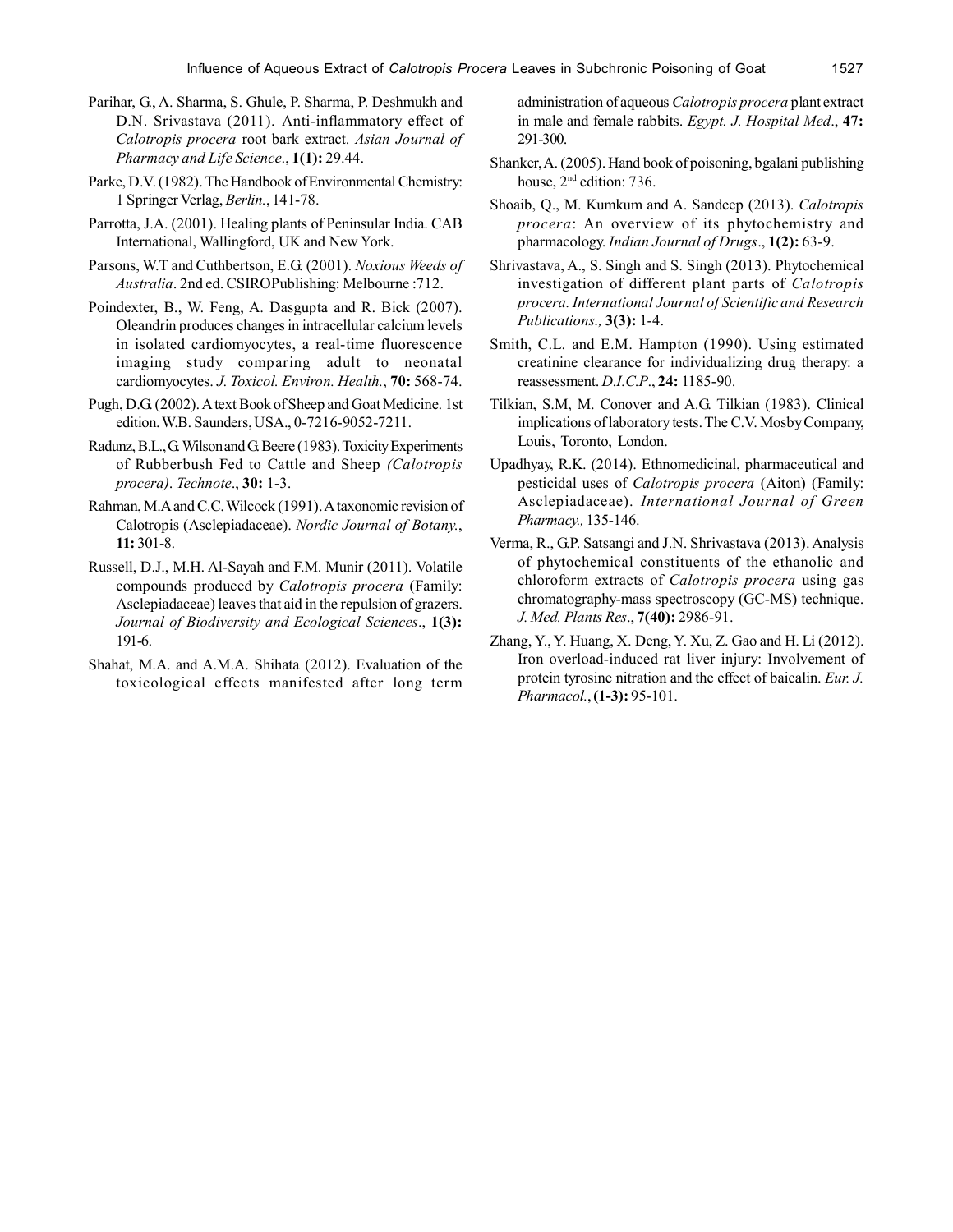Parihar, G., A. Sharma, S. Ghule, P. Sharma, P. Deshmukh and D.N. Srivastava (2011). Anti-inflammatory effect of *Calotropis procera* root bark extract. *Asian Journal of Pharmacy and Life Science*., **1(1):** 29.44.

Parke, D.V. (1982). The Handbook of Environmental Chemistry: 1 Springer Verlag, *Berlin.*, 141-78.

Parrotta, J.A. (2001). Healing plants of Peninsular India. CAB International, Wallingford, UK and New York.

Parsons, W.T and Cuthbertson, E.G. (2001). *Noxious Weeds of Australia*. 2nd ed. CSIROPublishing: Melbourne :712.

Poindexter, B., W. Feng, A. Dasgupta and R. Bick (2007). Oleandrin produces changes in intracellular calcium levels in isolated cardiomyocytes, a real-time fluorescence imaging study comparing adult to neonatal cardiomyocytes. *J. Toxicol. Environ. Health.*, **70:** 568-74.

Pugh, D.G. (2002). A text Book of Sheep and Goat Medicine. 1st edition. W.B. Saunders, USA., 0-7216-9052-7211.

Radunz, B.L., G. Wilson and G. Beere (1983). Toxicity Experiments of Rubberbush Fed to Cattle and Sheep *(Calotropis procera)*. *Technote*., **30:** 1-3.

Rahman, M.A and C.C. Wilcock (1991). A taxonomic revision of Calotropis (Asclepiadaceae). *Nordic Journal of Botany.*, **11:** 301-8.

Russell, D.J., M.H. Al-Sayah and F.M. Munir (2011). Volatile compounds produced by *Calotropis procera* (Family: Asclepiadaceae) leaves that aid in the repulsion of grazers. *Journal of Biodiversity and Ecological Sciences*., **1(3):** 191-6.

Shahat, M.A. and A.M.A. Shihata (2012). Evaluation of the toxicological effects manifested after long term administration of aqueous *Calotropis procera* plant extract in male and female rabbits. *Egypt. J. Hospital Med*., **47:** 291-300.

Shanker, A. (2005). Hand book of poisoning, bgalani publishing house, 2nd edition: 736.

Shoaib, Q., M. Kumkum and A. Sandeep (2013). *Calotropis procera*: An overview of its phytochemistry and pharmacology. *Indian Journal of Drugs*., **1(2):** 63-9.

Shrivastava, A., S. Singh and S. Singh (2013). Phytochemical investigation of different plant parts of *Calotropis procera. International Journal of Scientific and Research Publications.,* **3(3):** 1-4.

Smith, C.L. and E.M. Hampton (1990). Using estimated creatinine clearance for individualizing drug therapy: a reassessment. *D.I.C.P*., **24:** 1185-90.

Tilkian, S.M, M. Conover and A.G. Tilkian (1983). Clinical implications of laboratory tests. The C.V. Mosby Company, Louis, Toronto, London.

Upadhyay, R.K. (2014). Ethnomedicinal, pharmaceutical and pesticidal uses of *Calotropis procera* (Aiton) (Family: Asclepiadaceae). *International Journal of Green Pharmacy.,* 135-146.

Verma, R., G.P. Satsangi and J.N. Shrivastava (2013). Analysis of phytochemical constituents of the ethanolic and chloroform extracts of *Calotropis procera* using gas chromatography-mass spectroscopy (GC-MS) technique. *J. Med. Plants Res*., **7(40):** 2986-91.

Zhang, Y., Y. Huang, X. Deng, Y. Xu, Z. Gao and H. Li (2012). Iron overload-induced rat liver injury: Involvement of protein tyrosine nitration and the effect of baicalin. *Eur. J. Pharmacol.*, **(1-3):** 95-101.